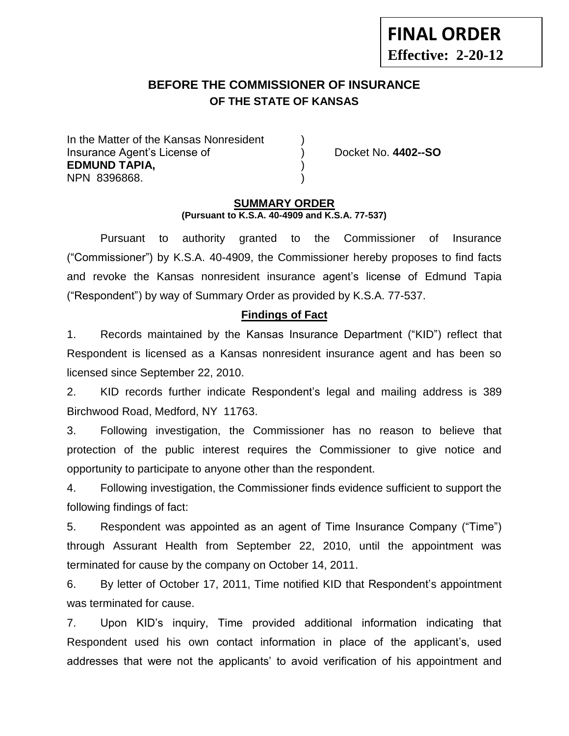**FINAL ORDER**
**Effective: 2-20-12**

# BEFORE THE COMMISSIONER OF INSURANCE
## OF THE STATE OF KANSAS

In the Matter of the Kansas Nonresident )
Insurance Agent's License of ) Docket No. **4402--SO**
**EDMUND TAPIA,** )
NPN 8396868. )

## SUMMARY ORDER
**(Pursuant to K.S.A. 40-4909 and K.S.A. 77-537)**

Pursuant to authority granted to the Commissioner of Insurance ("Commissioner") by K.S.A. 40-4909, the Commissioner hereby proposes to find facts and revoke the Kansas nonresident insurance agent's license of Edmund Tapia ("Respondent") by way of Summary Order as provided by K.S.A. 77-537.

### Findings of Fact

1. Records maintained by the Kansas Insurance Department ("KID") reflect that Respondent is licensed as a Kansas nonresident insurance agent and has been so licensed since September 22, 2010.

2. KID records further indicate Respondent's legal and mailing address is 389 Birchwood Road, Medford, NY 11763.

3. Following investigation, the Commissioner has no reason to believe that protection of the public interest requires the Commissioner to give notice and opportunity to participate to anyone other than the respondent.

4. Following investigation, the Commissioner finds evidence sufficient to support the following findings of fact:

5. Respondent was appointed as an agent of Time Insurance Company ("Time") through Assurant Health from September 22, 2010, until the appointment was terminated for cause by the company on October 14, 2011.

6. By letter of October 17, 2011, Time notified KID that Respondent's appointment was terminated for cause.

7. Upon KID's inquiry, Time provided additional information indicating that Respondent used his own contact information in place of the applicant's, used addresses that were not the applicants' to avoid verification of his appointment and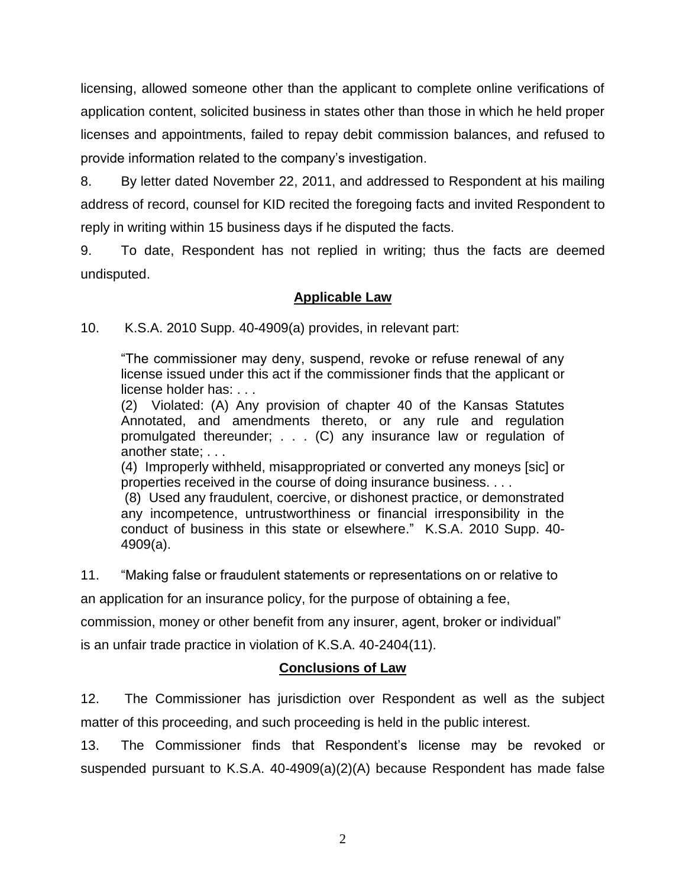licensing, allowed someone other than the applicant to complete online verifications of application content, solicited business in states other than those in which he held proper licenses and appointments, failed to repay debit commission balances, and refused to provide information related to the company's investigation.

8. By letter dated November 22, 2011, and addressed to Respondent at his mailing address of record, counsel for KID recited the foregoing facts and invited Respondent to reply in writing within 15 business days if he disputed the facts.

9. To date, Respondent has not replied in writing; thus the facts are deemed undisputed.

## Applicable Law

10. K.S.A. 2010 Supp. 40-4909(a) provides, in relevant part:

> "The commissioner may deny, suspend, revoke or refuse renewal of any license issued under this act if the commissioner finds that the applicant or license holder has: . . .
>
> (2) Violated: (A) Any provision of chapter 40 of the Kansas Statutes Annotated, and amendments thereto, or any rule and regulation promulgated thereunder; . . . (C) any insurance law or regulation of another state; . . .
>
> (4) Improperly withheld, misappropriated or converted any moneys [sic] or properties received in the course of doing insurance business. . . .
>
> (8) Used any fraudulent, coercive, or dishonest practice, or demonstrated any incompetence, untrustworthiness or financial irresponsibility in the conduct of business in this state or elsewhere." K.S.A. 2010 Supp. 40-4909(a).

11. "Making false or fraudulent statements or representations on or relative to an application for an insurance policy, for the purpose of obtaining a fee, commission, money or other benefit from any insurer, agent, broker or individual" is an unfair trade practice in violation of K.S.A. 40-2404(11).

## Conclusions of Law

12. The Commissioner has jurisdiction over Respondent as well as the subject matter of this proceeding, and such proceeding is held in the public interest.

13. The Commissioner finds that Respondent's license may be revoked or suspended pursuant to K.S.A. 40-4909(a)(2)(A) because Respondent has made false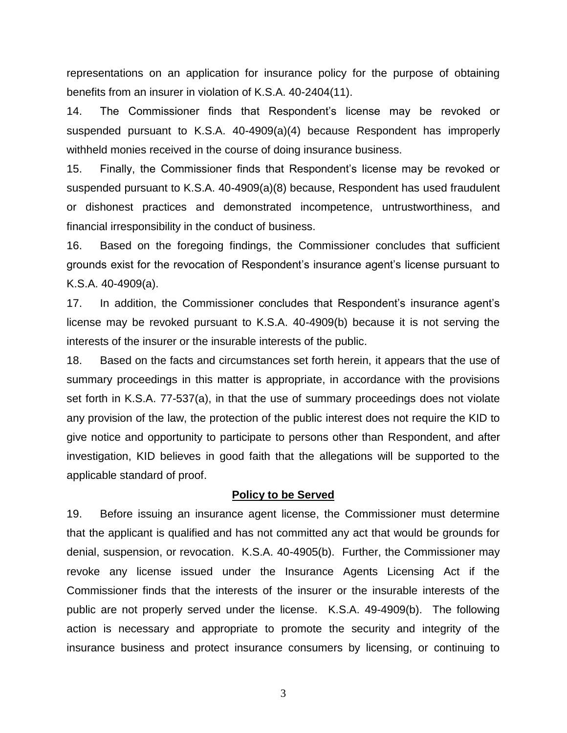representations on an application for insurance policy for the purpose of obtaining benefits from an insurer in violation of K.S.A. 40-2404(11).

14. The Commissioner finds that Respondent's license may be revoked or suspended pursuant to K.S.A. 40-4909(a)(4) because Respondent has improperly withheld monies received in the course of doing insurance business.

15. Finally, the Commissioner finds that Respondent's license may be revoked or suspended pursuant to K.S.A. 40-4909(a)(8) because, Respondent has used fraudulent or dishonest practices and demonstrated incompetence, untrustworthiness, and financial irresponsibility in the conduct of business.

16. Based on the foregoing findings, the Commissioner concludes that sufficient grounds exist for the revocation of Respondent's insurance agent's license pursuant to K.S.A. 40-4909(a).

17. In addition, the Commissioner concludes that Respondent's insurance agent's license may be revoked pursuant to K.S.A. 40-4909(b) because it is not serving the interests of the insurer or the insurable interests of the public.

18. Based on the facts and circumstances set forth herein, it appears that the use of summary proceedings in this matter is appropriate, in accordance with the provisions set forth in K.S.A. 77-537(a), in that the use of summary proceedings does not violate any provision of the law, the protection of the public interest does not require the KID to give notice and opportunity to participate to persons other than Respondent, and after investigation, KID believes in good faith that the allegations will be supported to the applicable standard of proof.

**Policy to be Served**

19. Before issuing an insurance agent license, the Commissioner must determine that the applicant is qualified and has not committed any act that would be grounds for denial, suspension, or revocation. K.S.A. 40-4905(b). Further, the Commissioner may revoke any license issued under the Insurance Agents Licensing Act if the Commissioner finds that the interests of the insurer or the insurable interests of the public are not properly served under the license. K.S.A. 49-4909(b). The following action is necessary and appropriate to promote the security and integrity of the insurance business and protect insurance consumers by licensing, or continuing to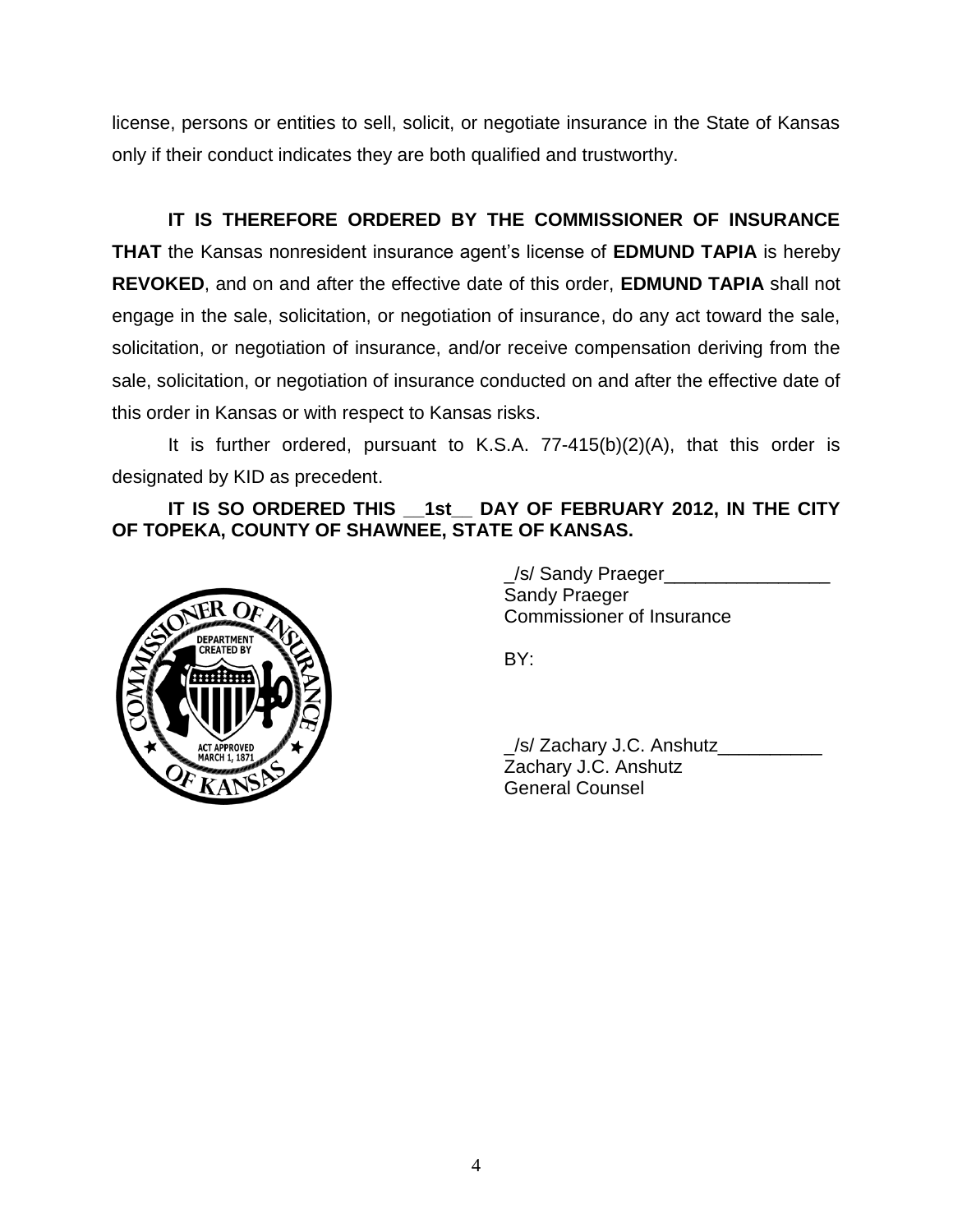license, persons or entities to sell, solicit, or negotiate insurance in the State of Kansas only if their conduct indicates they are both qualified and trustworthy.

**IT IS THEREFORE ORDERED BY THE COMMISSIONER OF INSURANCE THAT** the Kansas nonresident insurance agent's license of **EDMUND TAPIA** is hereby **REVOKED**, and on and after the effective date of this order, **EDMUND TAPIA** shall not engage in the sale, solicitation, or negotiation of insurance, do any act toward the sale, solicitation, or negotiation of insurance, and/or receive compensation deriving from the sale, solicitation, or negotiation of insurance conducted on and after the effective date of this order in Kansas or with respect to Kansas risks.

It is further ordered, pursuant to K.S.A. 77-415(b)(2)(A), that this order is designated by KID as precedent.

**IT IS SO ORDERED THIS __1st__ DAY OF FEBRUARY 2012, IN THE CITY OF TOPEKA, COUNTY OF SHAWNEE, STATE OF KANSAS.**

_/s/ Sandy Praeger________________
Sandy Praeger
Commissioner of Insurance

BY:

_/s/ Zachary J.C. Anshutz__________
Zachary J.C. Anshutz
General Counsel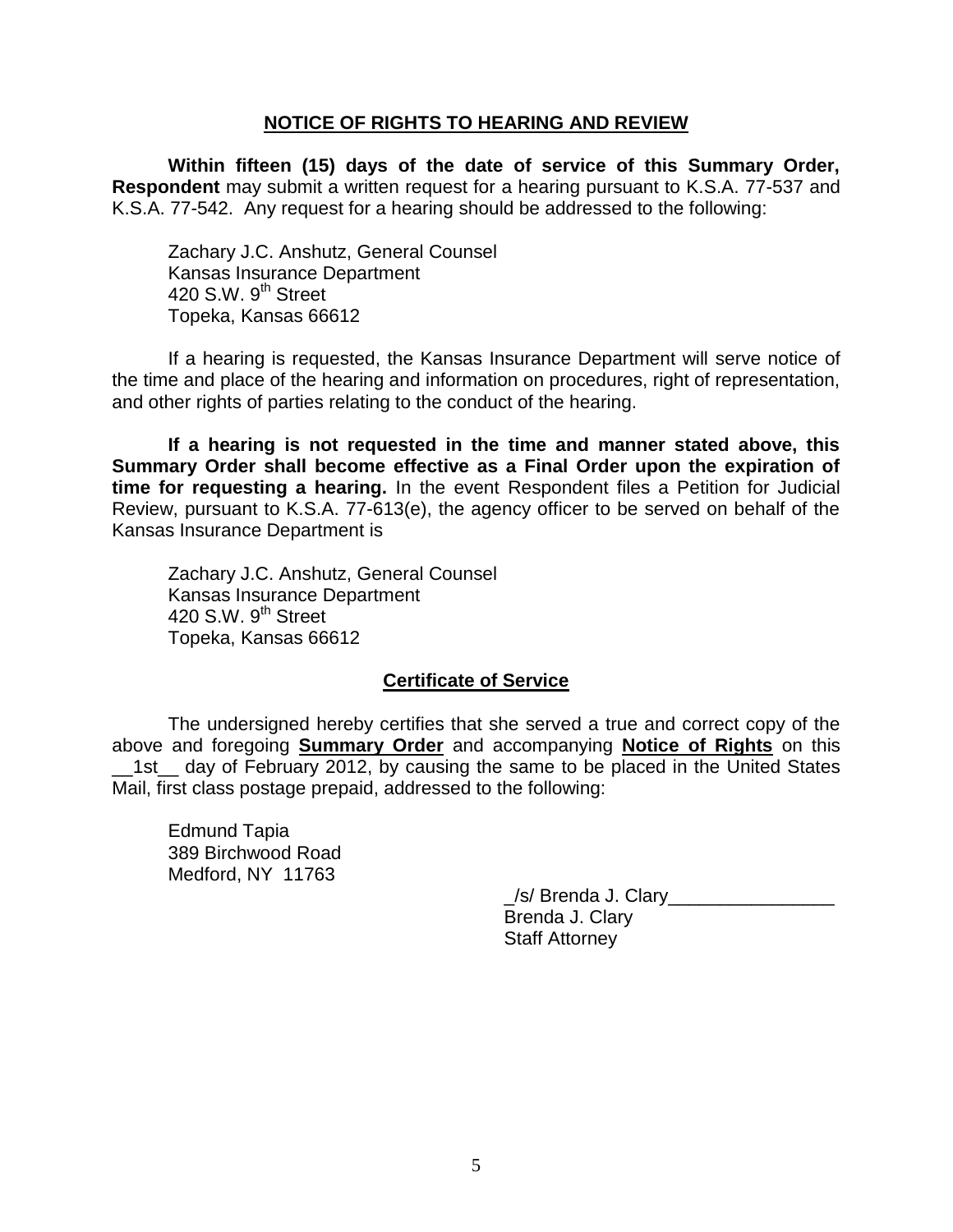## NOTICE OF RIGHTS TO HEARING AND REVIEW

**Within fifteen (15) days of the date of service of this Summary Order, Respondent** may submit a written request for a hearing pursuant to K.S.A. 77-537 and K.S.A. 77-542. Any request for a hearing should be addressed to the following:

Zachary J.C. Anshutz, General Counsel
Kansas Insurance Department
420 S.W. 9th Street
Topeka, Kansas 66612

If a hearing is requested, the Kansas Insurance Department will serve notice of the time and place of the hearing and information on procedures, right of representation, and other rights of parties relating to the conduct of the hearing.

**If a hearing is not requested in the time and manner stated above, this Summary Order shall become effective as a Final Order upon the expiration of time for requesting a hearing.** In the event Respondent files a Petition for Judicial Review, pursuant to K.S.A. 77-613(e), the agency officer to be served on behalf of the Kansas Insurance Department is

Zachary J.C. Anshutz, General Counsel
Kansas Insurance Department
420 S.W. 9th Street
Topeka, Kansas 66612

## Certificate of Service

The undersigned hereby certifies that she served a true and correct copy of the above and foregoing **Summary Order** and accompanying **Notice of Rights** on this __1st__ day of February 2012, by causing the same to be placed in the United States Mail, first class postage prepaid, addressed to the following:

Edmund Tapia
389 Birchwood Road
Medford, NY 11763

_/s/ Brenda J. Clary________________
Brenda J. Clary
Staff Attorney